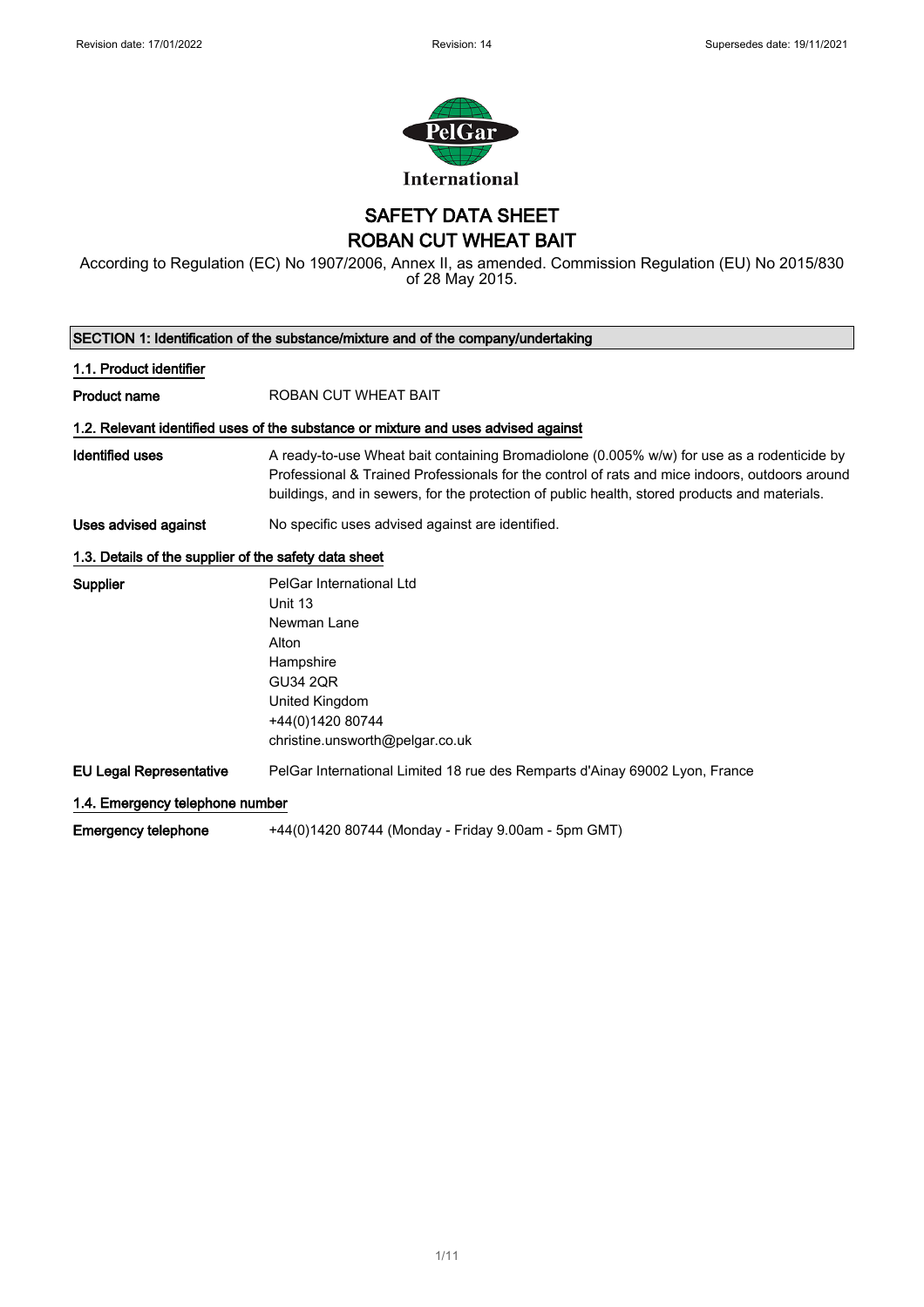# SAFETY DATA SHEET
# ROBAN CUT WHEAT BAIT

According to Regulation (EC) No 1907/2006, Annex II, as amended. Commission Regulation (EU) No 2015/830 of 28 May 2015.

## SECTION 1: Identification of the substance/mixture and of the company/undertaking

### 1.1. Product identifier

**Product name** ROBAN CUT WHEAT BAIT

### 1.2. Relevant identified uses of the substance or mixture and uses advised against

**Identified uses** A ready-to-use Wheat bait containing Bromadiolone (0.005% w/w) for use as a rodenticide by Professional & Trained Professionals for the control of rats and mice indoors, outdoors around buildings, and in sewers, for the protection of public health, stored products and materials.

**Uses advised against** No specific uses advised against are identified.

### 1.3. Details of the supplier of the safety data sheet

**Supplier**
PelGar International Ltd
Unit 13
Newman Lane
Alton
Hampshire
GU34 2QR
United Kingdom
+44(0)1420 80744
christine.unsworth@pelgar.co.uk

**EU Legal Representative** PelGar International Limited 18 rue des Remparts d'Ainay 69002 Lyon, France

### 1.4. Emergency telephone number

**Emergency telephone** +44(0)1420 80744 (Monday - Friday 9.00am - 5pm GMT)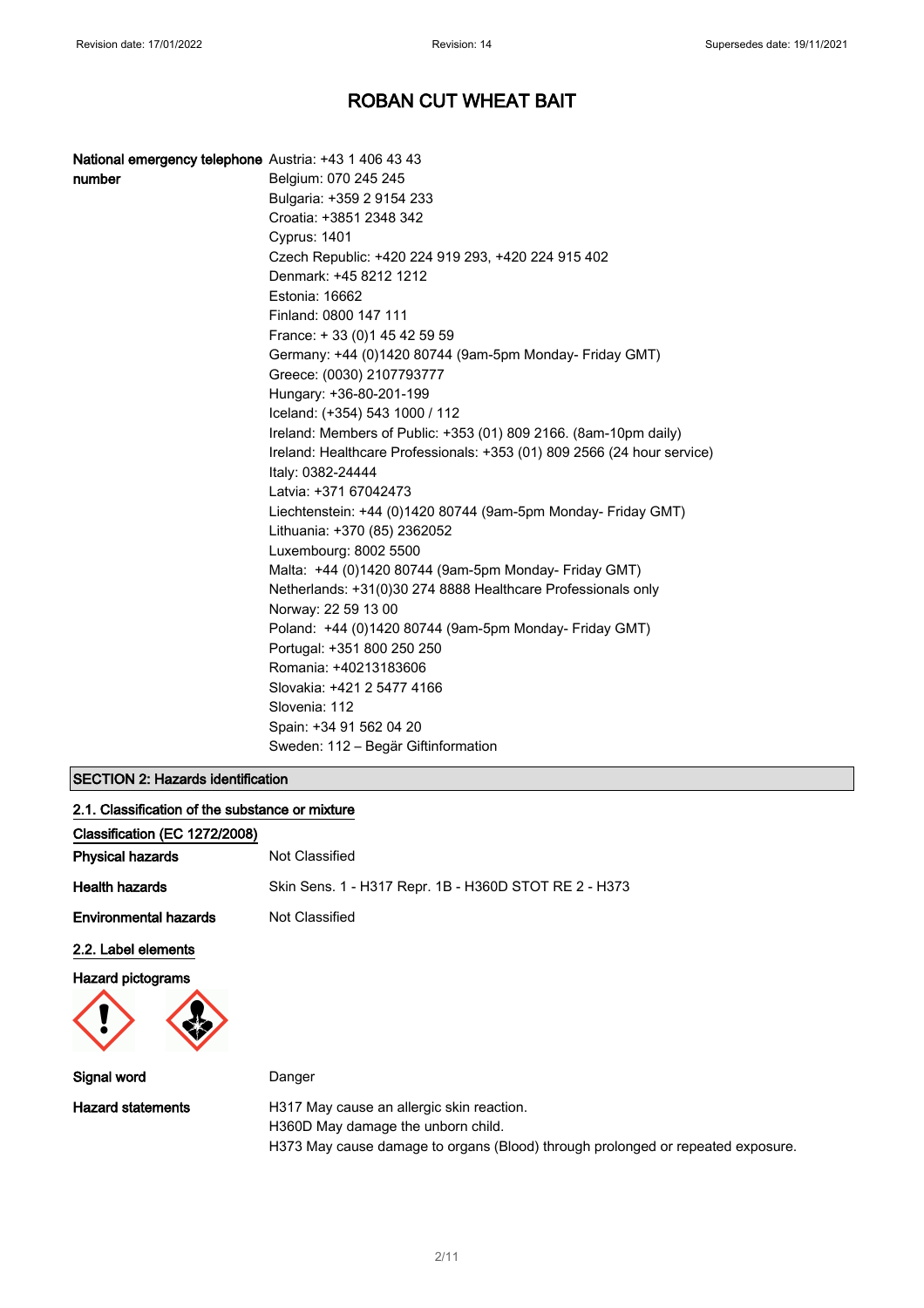# ROBAN CUT WHEAT BAIT

**National emergency telephone number**

Austria: +43 1 406 43 43
Belgium: 070 245 245
Bulgaria: +359 2 9154 233
Croatia: +3851 2348 342
Cyprus: 1401
Czech Republic: +420 224 919 293, +420 224 915 402
Denmark: +45 8212 1212
Estonia: 16662
Finland: 0800 147 111
France: + 33 (0)1 45 42 59 59
Germany: +44 (0)1420 80744 (9am-5pm Monday- Friday GMT)
Greece: (0030) 2107793777
Hungary: +36-80-201-199
Iceland: (+354) 543 1000 / 112
Ireland: Members of Public: +353 (01) 809 2166. (8am-10pm daily)
Ireland: Healthcare Professionals: +353 (01) 809 2566 (24 hour service)
Italy: 0382-24444
Latvia: +371 67042473
Liechtenstein: +44 (0)1420 80744 (9am-5pm Monday- Friday GMT)
Lithuania: +370 (85) 2362052
Luxembourg: 8002 5500
Malta: +44 (0)1420 80744 (9am-5pm Monday- Friday GMT)
Netherlands: +31(0)30 274 8888 Healthcare Professionals only
Norway: 22 59 13 00
Poland: +44 (0)1420 80744 (9am-5pm Monday- Friday GMT)
Portugal: +351 800 250 250
Romania: +40213183606
Slovakia: +421 2 5477 4166
Slovenia: 112
Spain: +34 91 562 04 20
Sweden: 112 – Begär Giftinformation

## SECTION 2: Hazards identification

### 2.1. Classification of the substance or mixture

**Classification (EC 1272/2008)**

**Physical hazards** Not Classified

**Health hazards** Skin Sens. 1 - H317 Repr. 1B - H360D STOT RE 2 - H373

**Environmental hazards** Not Classified

### 2.2. Label elements

**Hazard pictograms**

**Signal word** Danger

**Hazard statements**

H317 May cause an allergic skin reaction.
H360D May damage the unborn child.
H373 May cause damage to organs (Blood) through prolonged or repeated exposure.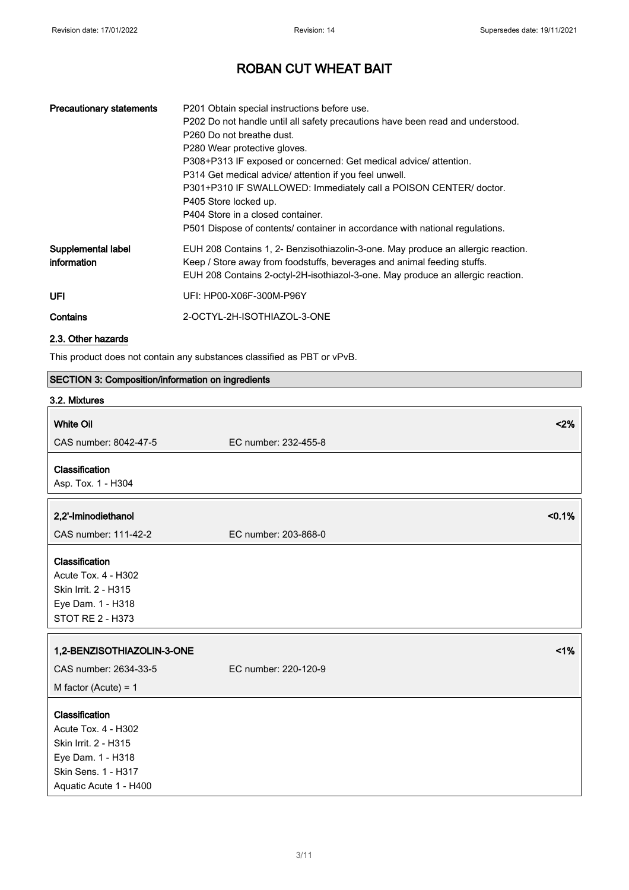| | |
|---|---|
| **Precautionary statements** | P201 Obtain special instructions before use.<br>P202 Do not handle until all safety precautions have been read and understood.<br>P260 Do not breathe dust.<br>P280 Wear protective gloves.<br>P308+P313 IF exposed or concerned: Get medical advice/ attention.<br>P314 Get medical advice/ attention if you feel unwell.<br>P301+P310 IF SWALLOWED: Immediately call a POISON CENTER/ doctor.<br>P405 Store locked up.<br>P404 Store in a closed container.<br>P501 Dispose of contents/ container in accordance with national regulations. |
| **Supplemental label information** | EUH 208 Contains 1, 2- Benzisothiazolin-3-one. May produce an allergic reaction.<br>Keep / Store away from foodstuffs, beverages and animal feeding stuffs.<br>EUH 208 Contains 2-octyl-2H-isothiazol-3-one. May produce an allergic reaction. |
| **UFI** | UFI: HP00-X06F-300M-P96Y |
| **Contains** | 2-OCTYL-2H-ISOTHIAZOL-3-ONE |

### 2.3. Other hazards

This product does not contain any substances classified as PBT or vPvB.

## SECTION 3: Composition/information on ingredients

### 3.2. Mixtures

**White Oil** <2%

CAS number: 8042-47-5 EC number: 232-455-8

**Classification**

Asp. Tox. 1 - H304

**2,2'-Iminodiethanol** <0.1%

CAS number: 111-42-2 EC number: 203-868-0

**Classification**

Acute Tox. 4 - H302
Skin Irrit. 2 - H315
Eye Dam. 1 - H318
STOT RE 2 - H373

**1,2-BENZISOTHIAZOLIN-3-ONE** <1%

CAS number: 2634-33-5 EC number: 220-120-9

M factor (Acute) = 1

**Classification**

Acute Tox. 4 - H302
Skin Irrit. 2 - H315
Eye Dam. 1 - H318
Skin Sens. 1 - H317
Aquatic Acute 1 - H400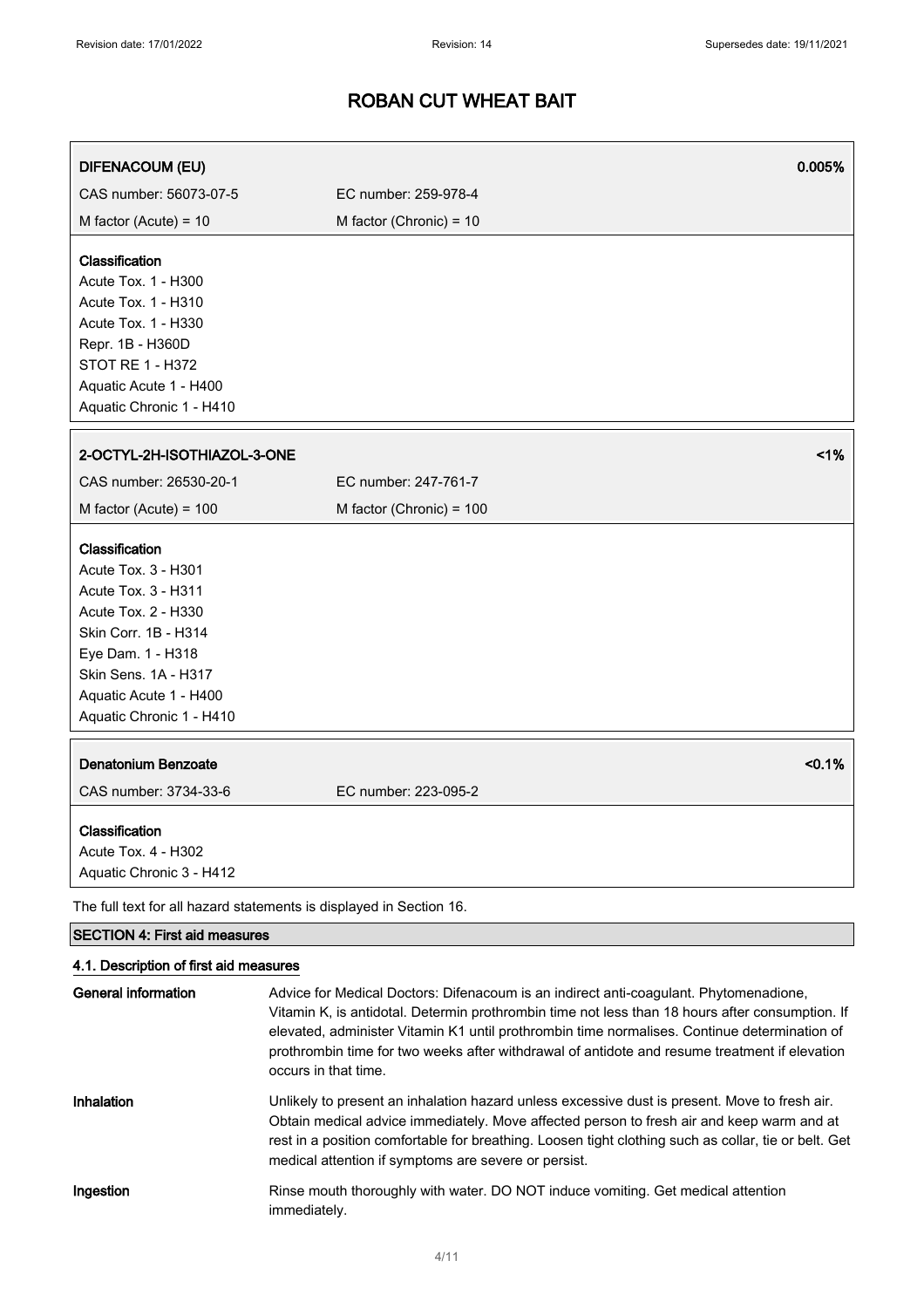| **DIFENACOUM (EU)** | | **0.005%** |
|---|---|---|
| CAS number: 56073-07-5 | EC number: 259-978-4 | |
| M factor (Acute) = 10 | M factor (Chronic) = 10 | |

**Classification**
Acute Tox. 1 - H300
Acute Tox. 1 - H310
Acute Tox. 1 - H330
Repr. 1B - H360D
STOT RE 1 - H372
Aquatic Acute 1 - H400
Aquatic Chronic 1 - H410

| **2-OCTYL-2H-ISOTHIAZOL-3-ONE** | | **<1%** |
|---|---|---|
| CAS number: 26530-20-1 | EC number: 247-761-7 | |
| M factor (Acute) = 100 | M factor (Chronic) = 100 | |

**Classification**
Acute Tox. 3 - H301
Acute Tox. 3 - H311
Acute Tox. 2 - H330
Skin Corr. 1B - H314
Eye Dam. 1 - H318
Skin Sens. 1A - H317
Aquatic Acute 1 - H400
Aquatic Chronic 1 - H410

| **Denatonium Benzoate** | | **<0.1%** |
|---|---|---|
| CAS number: 3734-33-6 | EC number: 223-095-2 | |

**Classification**
Acute Tox. 4 - H302
Aquatic Chronic 3 - H412

The full text for all hazard statements is displayed in Section 16.

## SECTION 4: First aid measures

### 4.1. Description of first aid measures

**General information** Advice for Medical Doctors: Difenacoum is an indirect anti-coagulant. Phytomenadione, Vitamin K, is antidotal. Determin prothrombin time not less than 18 hours after consumption. If elevated, administer Vitamin K1 until prothrombin time normalises. Continue determination of prothrombin time for two weeks after withdrawal of antidote and resume treatment if elevation occurs in that time.

**Inhalation** Unlikely to present an inhalation hazard unless excessive dust is present. Move to fresh air. Obtain medical advice immediately. Move affected person to fresh air and keep warm and at rest in a position comfortable for breathing. Loosen tight clothing such as collar, tie or belt. Get medical attention if symptoms are severe or persist.

**Ingestion** Rinse mouth thoroughly with water. DO NOT induce vomiting. Get medical attention immediately.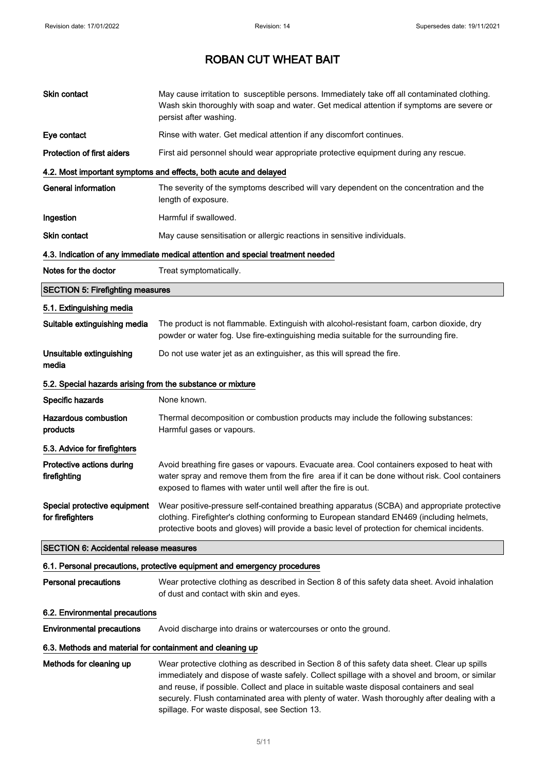| | |
|---|---|
| **Skin contact** | May cause irritation to susceptible persons. Immediately take off all contaminated clothing. Wash skin thoroughly with soap and water. Get medical attention if symptoms are severe or persist after washing. |
| **Eye contact** | Rinse with water. Get medical attention if any discomfort continues. |
| **Protection of first aiders** | First aid personnel should wear appropriate protective equipment during any rescue. |

#### 4.2. Most important symptoms and effects, both acute and delayed

| | |
|---|---|
| **General information** | The severity of the symptoms described will vary dependent on the concentration and the length of exposure. |
| **Ingestion** | Harmful if swallowed. |
| **Skin contact** | May cause sensitisation or allergic reactions in sensitive individuals. |

#### 4.3. Indication of any immediate medical attention and special treatment needed

| | |
|---|---|
| **Notes for the doctor** | Treat symptomatically. |

## SECTION 5: Firefighting measures

#### 5.1. Extinguishing media

| | |
|---|---|
| **Suitable extinguishing media** | The product is not flammable. Extinguish with alcohol-resistant foam, carbon dioxide, dry powder or water fog. Use fire-extinguishing media suitable for the surrounding fire. |
| **Unsuitable extinguishing media** | Do not use water jet as an extinguisher, as this will spread the fire. |

#### 5.2. Special hazards arising from the substance or mixture

| | |
|---|---|
| **Specific hazards** | None known. |
| **Hazardous combustion products** | Thermal decomposition or combustion products may include the following substances: Harmful gases or vapours. |

#### 5.3. Advice for firefighters

| | |
|---|---|
| **Protective actions during firefighting** | Avoid breathing fire gases or vapours. Evacuate area. Cool containers exposed to heat with water spray and remove them from the fire area if it can be done without risk. Cool containers exposed to flames with water until well after the fire is out. |
| **Special protective equipment for firefighters** | Wear positive-pressure self-contained breathing apparatus (SCBA) and appropriate protective clothing. Firefighter's clothing conforming to European standard EN469 (including helmets, protective boots and gloves) will provide a basic level of protection for chemical incidents. |

## SECTION 6: Accidental release measures

#### 6.1. Personal precautions, protective equipment and emergency procedures

| | |
|---|---|
| **Personal precautions** | Wear protective clothing as described in Section 8 of this safety data sheet. Avoid inhalation of dust and contact with skin and eyes. |

#### 6.2. Environmental precautions

| | |
|---|---|
| **Environmental precautions** | Avoid discharge into drains or watercourses or onto the ground. |

#### 6.3. Methods and material for containment and cleaning up

| | |
|---|---|
| **Methods for cleaning up** | Wear protective clothing as described in Section 8 of this safety data sheet. Clear up spills immediately and dispose of waste safely. Collect spillage with a shovel and broom, or similar and reuse, if possible. Collect and place in suitable waste disposal containers and seal securely. Flush contaminated area with plenty of water. Wash thoroughly after dealing with a spillage. For waste disposal, see Section 13. |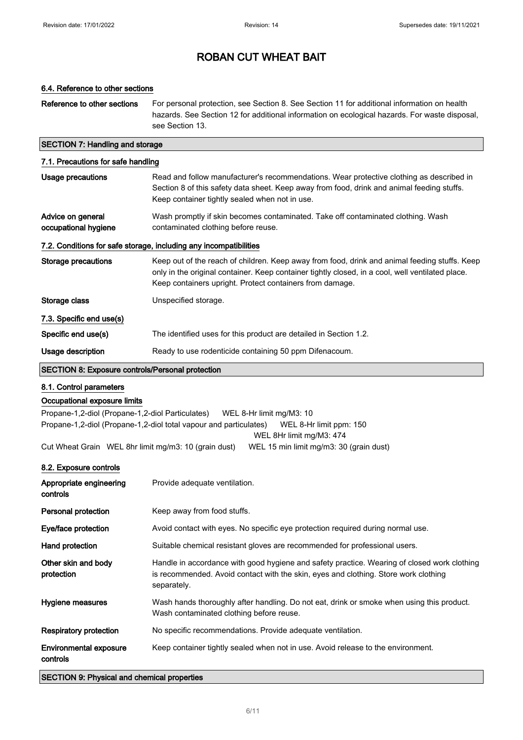# ROBAN CUT WHEAT BAIT

### 6.4. Reference to other sections

| | |
|---|---|
| **Reference to other sections** | For personal protection, see Section 8. See Section 11 for additional information on health hazards. See Section 12 for additional information on ecological hazards. For waste disposal, see Section 13. |

## SECTION 7: Handling and storage

### 7.1. Precautions for safe handling

| | |
|---|---|
| **Usage precautions** | Read and follow manufacturer's recommendations. Wear protective clothing as described in Section 8 of this safety data sheet. Keep away from food, drink and animal feeding stuffs. Keep container tightly sealed when not in use. |
| **Advice on general occupational hygiene** | Wash promptly if skin becomes contaminated. Take off contaminated clothing. Wash contaminated clothing before reuse. |

### 7.2. Conditions for safe storage, including any incompatibilities

| | |
|---|---|
| **Storage precautions** | Keep out of the reach of children. Keep away from food, drink and animal feeding stuffs. Keep only in the original container. Keep container tightly closed, in a cool, well ventilated place. Keep containers upright. Protect containers from damage. |
| **Storage class** | Unspecified storage. |

### 7.3. Specific end use(s)

| | |
|---|---|
| **Specific end use(s)** | The identified uses for this product are detailed in Section 1.2. |
| **Usage description** | Ready to use rodenticide containing 50 ppm Difenacoum. |

## SECTION 8: Exposure controls/Personal protection

### 8.1. Control parameters

**Occupational exposure limits**

Propane-1,2-diol (Propane-1,2-diol Particulates) WEL 8-Hr limit mg/M3: 10

Propane-1,2-diol (Propane-1,2-diol total vapour and particulates) WEL 8-Hr limit ppm: 150
WEL 8Hr limit mg/M3: 474

Cut Wheat Grain WEL 8hr limit mg/m3: 10 (grain dust) WEL 15 min limit mg/m3: 30 (grain dust)

### 8.2. Exposure controls

| | |
|---|---|
| **Appropriate engineering controls** | Provide adequate ventilation. |
| **Personal protection** | Keep away from food stuffs. |
| **Eye/face protection** | Avoid contact with eyes. No specific eye protection required during normal use. |
| **Hand protection** | Suitable chemical resistant gloves are recommended for professional users. |
| **Other skin and body protection** | Handle in accordance with good hygiene and safety practice. Wearing of closed work clothing is recommended. Avoid contact with the skin, eyes and clothing. Store work clothing separately. |
| **Hygiene measures** | Wash hands thoroughly after handling. Do not eat, drink or smoke when using this product. Wash contaminated clothing before reuse. |
| **Respiratory protection** | No specific recommendations. Provide adequate ventilation. |
| **Environmental exposure controls** | Keep container tightly sealed when not in use. Avoid release to the environment. |

## SECTION 9: Physical and chemical properties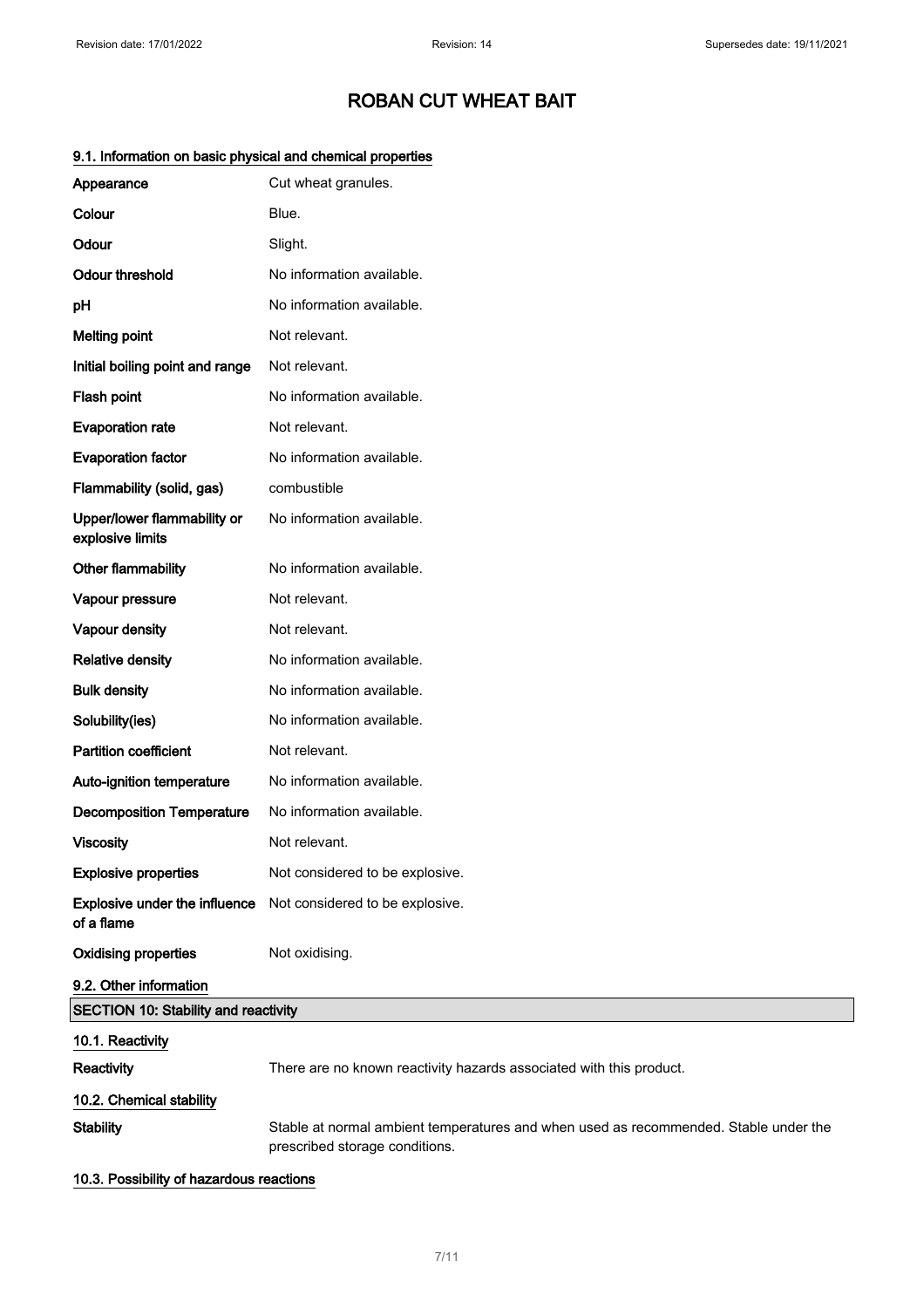# ROBAN CUT WHEAT BAIT

### 9.1. Information on basic physical and chemical properties

| | |
|---|---|
| **Appearance** | Cut wheat granules. |
| **Colour** | Blue. |
| **Odour** | Slight. |
| **Odour threshold** | No information available. |
| **pH** | No information available. |
| **Melting point** | Not relevant. |
| **Initial boiling point and range** | Not relevant. |
| **Flash point** | No information available. |
| **Evaporation rate** | Not relevant. |
| **Evaporation factor** | No information available. |
| **Flammability (solid, gas)** | combustible |
| **Upper/lower flammability or explosive limits** | No information available. |
| **Other flammability** | No information available. |
| **Vapour pressure** | Not relevant. |
| **Vapour density** | Not relevant. |
| **Relative density** | No information available. |
| **Bulk density** | No information available. |
| **Solubility(ies)** | No information available. |
| **Partition coefficient** | Not relevant. |
| **Auto-ignition temperature** | No information available. |
| **Decomposition Temperature** | No information available. |
| **Viscosity** | Not relevant. |
| **Explosive properties** | Not considered to be explosive. |
| **Explosive under the influence of a flame** | Not considered to be explosive. |
| **Oxidising properties** | Not oxidising. |

### 9.2. Other information

## SECTION 10: Stability and reactivity

### 10.1. Reactivity

**Reactivity** There are no known reactivity hazards associated with this product.

### 10.2. Chemical stability

**Stability** Stable at normal ambient temperatures and when used as recommended. Stable under the prescribed storage conditions.

### 10.3. Possibility of hazardous reactions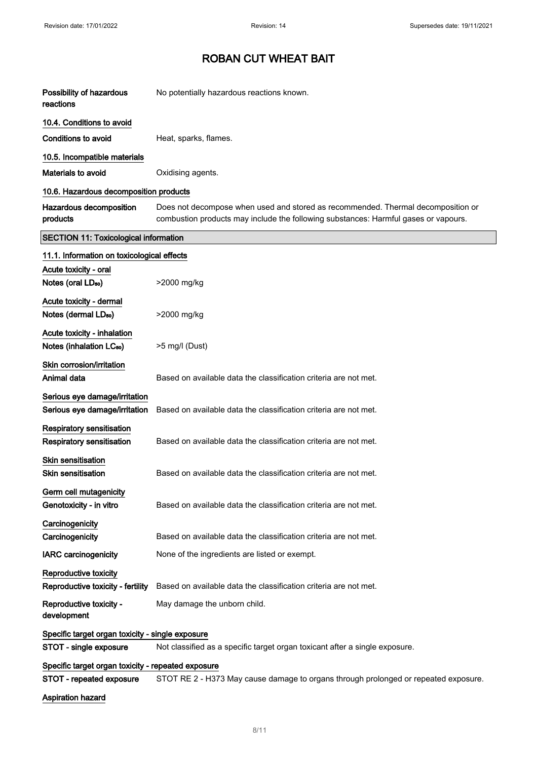# ROBAN CUT WHEAT BAIT

| | |
|---|---|
| **Possibility of hazardous reactions** | No potentially hazardous reactions known. |

### 10.4. Conditions to avoid

| | |
|---|---|
| **Conditions to avoid** | Heat, sparks, flames. |

### 10.5. Incompatible materials

| | |
|---|---|
| **Materials to avoid** | Oxidising agents. |

### 10.6. Hazardous decomposition products

| | |
|---|---|
| **Hazardous decomposition products** | Does not decompose when used and stored as recommended. Thermal decomposition or combustion products may include the following substances: Harmful gases or vapours. |

## SECTION 11: Toxicological information

### 11.1. Information on toxicological effects

**Acute toxicity - oral**

| | |
|---|---|
| **Notes (oral $LD_{50}$)** | >2000 mg/kg |

**Acute toxicity - dermal**

| | |
|---|---|
| **Notes (dermal $LD_{50}$)** | >2000 mg/kg |

**Acute toxicity - inhalation**

| | |
|---|---|
| **Notes (inhalation $LC_{50}$)** | >5 mg/l (Dust) |

**Skin corrosion/irritation**

| | |
|---|---|
| **Animal data** | Based on available data the classification criteria are not met. |

**Serious eye damage/irritation**

| | |
|---|---|
| **Serious eye damage/irritation** | Based on available data the classification criteria are not met. |

**Respiratory sensitisation**

| | |
|---|---|
| **Respiratory sensitisation** | Based on available data the classification criteria are not met. |

**Skin sensitisation**

| | |
|---|---|
| **Skin sensitisation** | Based on available data the classification criteria are not met. |

**Germ cell mutagenicity**

| | |
|---|---|
| **Genotoxicity - in vitro** | Based on available data the classification criteria are not met. |

**Carcinogenicity**

| | |
|---|---|
| **Carcinogenicity** | Based on available data the classification criteria are not met. |
| **IARC carcinogenicity** | None of the ingredients are listed or exempt. |

**Reproductive toxicity**

| | |
|---|---|
| **Reproductive toxicity - fertility** | Based on available data the classification criteria are not met. |
| **Reproductive toxicity - development** | May damage the unborn child. |

**Specific target organ toxicity - single exposure**

| | |
|---|---|
| **STOT - single exposure** | Not classified as a specific target organ toxicant after a single exposure. |

**Specific target organ toxicity - repeated exposure**

| | |
|---|---|
| **STOT - repeated exposure** | STOT RE 2 - H373 May cause damage to organs through prolonged or repeated exposure. |

**Aspiration hazard**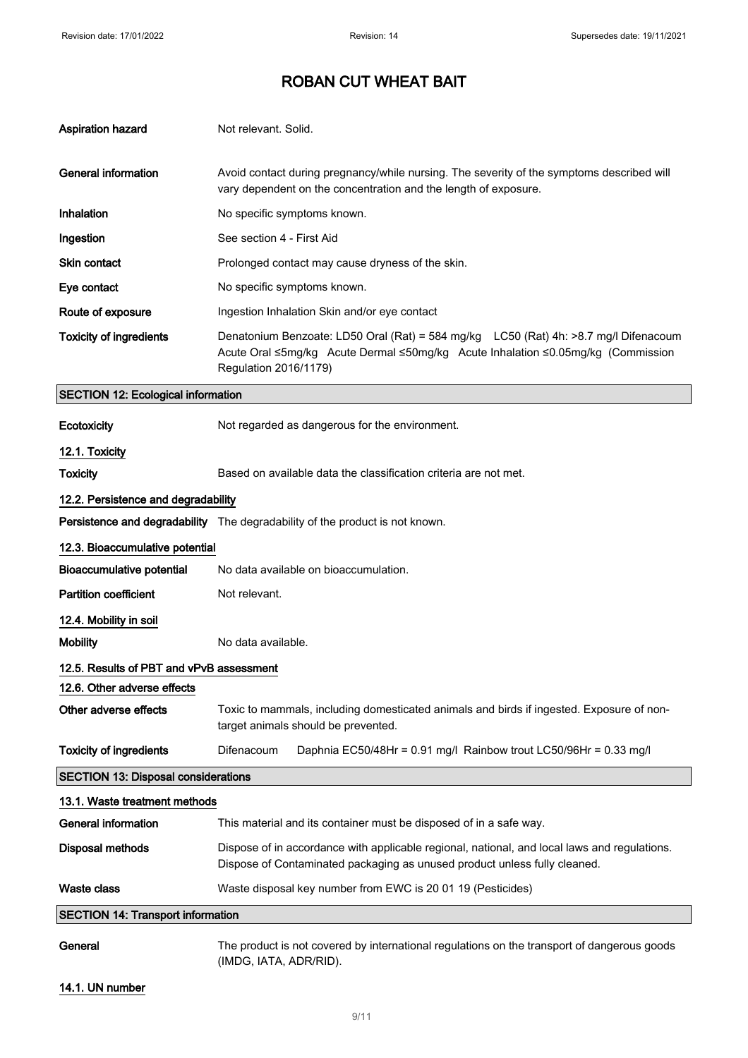# ROBAN CUT WHEAT BAIT

| | |
|---|---|
| **Aspiration hazard** | Not relevant. Solid. |
| **General information** | Avoid contact during pregnancy/while nursing. The severity of the symptoms described will vary dependent on the concentration and the length of exposure. |
| **Inhalation** | No specific symptoms known. |
| **Ingestion** | See section 4 - First Aid |
| **Skin contact** | Prolonged contact may cause dryness of the skin. |
| **Eye contact** | No specific symptoms known. |
| **Route of exposure** | Ingestion Inhalation Skin and/or eye contact |
| **Toxicity of ingredients** | Denatonium Benzoate: LD50 Oral (Rat) = 584 mg/kg LC50 (Rat) 4h: >8.7 mg/l Difenacoum Acute Oral ≤5mg/kg Acute Dermal ≤50mg/kg Acute Inhalation ≤0.05mg/kg (Commission Regulation 2016/1179) |

## SECTION 12: Ecological information

| | |
|---|---|
| **Ecotoxicity** | Not regarded as dangerous for the environment. |

### 12.1. Toxicity

| | |
|---|---|
| **Toxicity** | Based on available data the classification criteria are not met. |

### 12.2. Persistence and degradability

| | |
|---|---|
| **Persistence and degradability** | The degradability of the product is not known. |

### 12.3. Bioaccumulative potential

| | |
|---|---|
| **Bioaccumulative potential** | No data available on bioaccumulation. |
| **Partition coefficient** | Not relevant. |

### 12.4. Mobility in soil

| | |
|---|---|
| **Mobility** | No data available. |

### 12.5. Results of PBT and vPvB assessment

### 12.6. Other adverse effects

| | |
|---|---|
| **Other adverse effects** | Toxic to mammals, including domesticated animals and birds if ingested. Exposure of non-target animals should be prevented. |
| **Toxicity of ingredients** | Difenacoum Daphnia EC50/48Hr = 0.91 mg/l Rainbow trout LC50/96Hr = 0.33 mg/l |

## SECTION 13: Disposal considerations

### 13.1. Waste treatment methods

| | |
|---|---|
| **General information** | This material and its container must be disposed of in a safe way. |
| **Disposal methods** | Dispose of in accordance with applicable regional, national, and local laws and regulations. Dispose of Contaminated packaging as unused product unless fully cleaned. |
| **Waste class** | Waste disposal key number from EWC is 20 01 19 (Pesticides) |

## SECTION 14: Transport information

| | |
|---|---|
| **General** | The product is not covered by international regulations on the transport of dangerous goods (IMDG, IATA, ADR/RID). |

### 14.1. UN number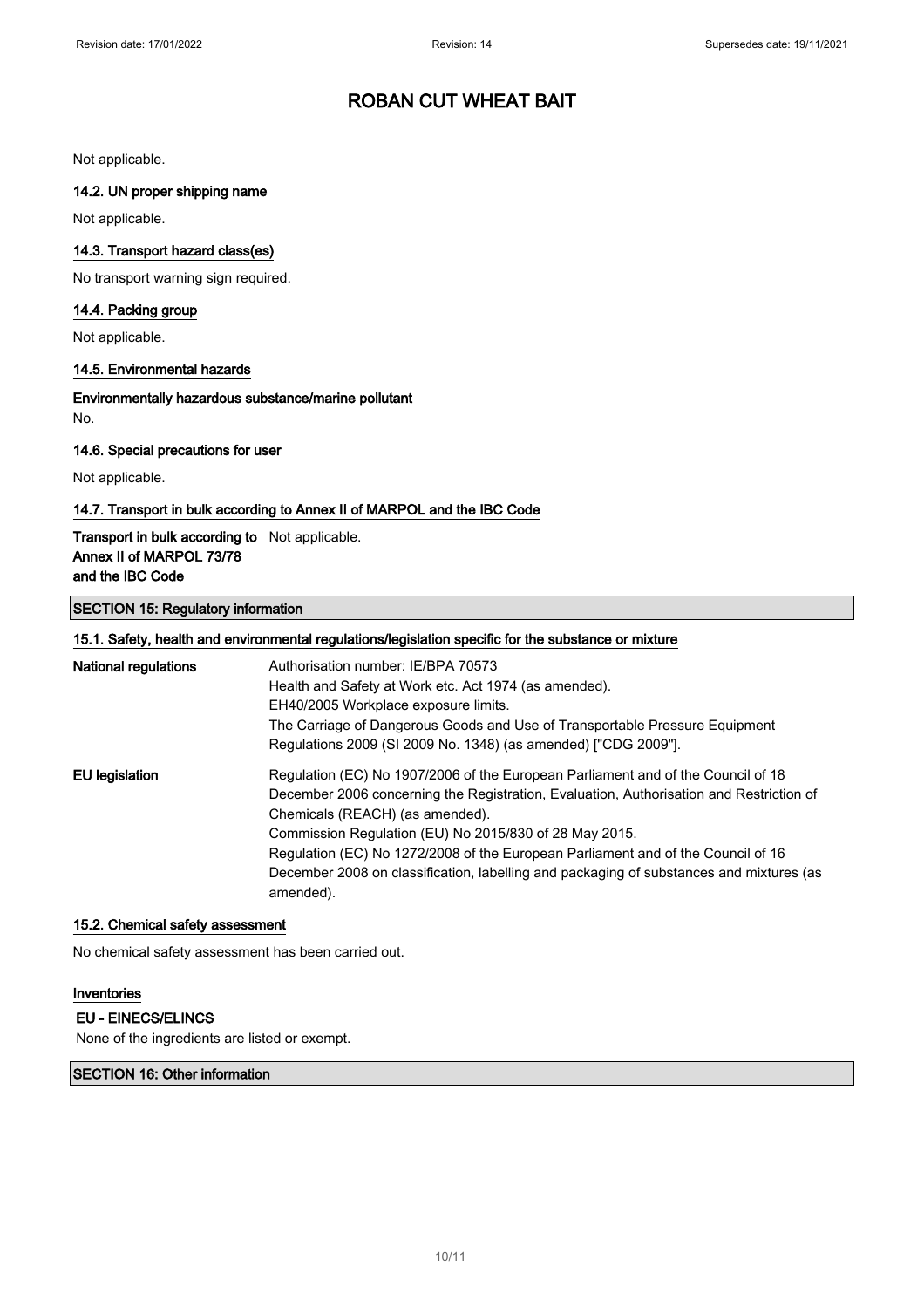Not applicable.

### 14.2. UN proper shipping name

Not applicable.

### 14.3. Transport hazard class(es)

No transport warning sign required.

### 14.4. Packing group

Not applicable.

### 14.5. Environmental hazards

**Environmentally hazardous substance/marine pollutant**

No.

### 14.6. Special precautions for user

Not applicable.

### 14.7. Transport in bulk according to Annex II of MARPOL and the IBC Code

**Transport in bulk according to Annex II of MARPOL 73/78 and the IBC Code** Not applicable.

## SECTION 15: Regulatory information

### 15.1. Safety, health and environmental regulations/legislation specific for the substance or mixture

**National regulations**

Authorisation number: IE/BPA 70573
Health and Safety at Work etc. Act 1974 (as amended).
EH40/2005 Workplace exposure limits.
The Carriage of Dangerous Goods and Use of Transportable Pressure Equipment Regulations 2009 (SI 2009 No. 1348) (as amended) ["CDG 2009"].

**EU legislation**

Regulation (EC) No 1907/2006 of the European Parliament and of the Council of 18 December 2006 concerning the Registration, Evaluation, Authorisation and Restriction of Chemicals (REACH) (as amended).
Commission Regulation (EU) No 2015/830 of 28 May 2015.
Regulation (EC) No 1272/2008 of the European Parliament and of the Council of 16 December 2008 on classification, labelling and packaging of substances and mixtures (as amended).

### 15.2. Chemical safety assessment

No chemical safety assessment has been carried out.

### Inventories

**EU - EINECS/ELINCS**

None of the ingredients are listed or exempt.

## SECTION 16: Other information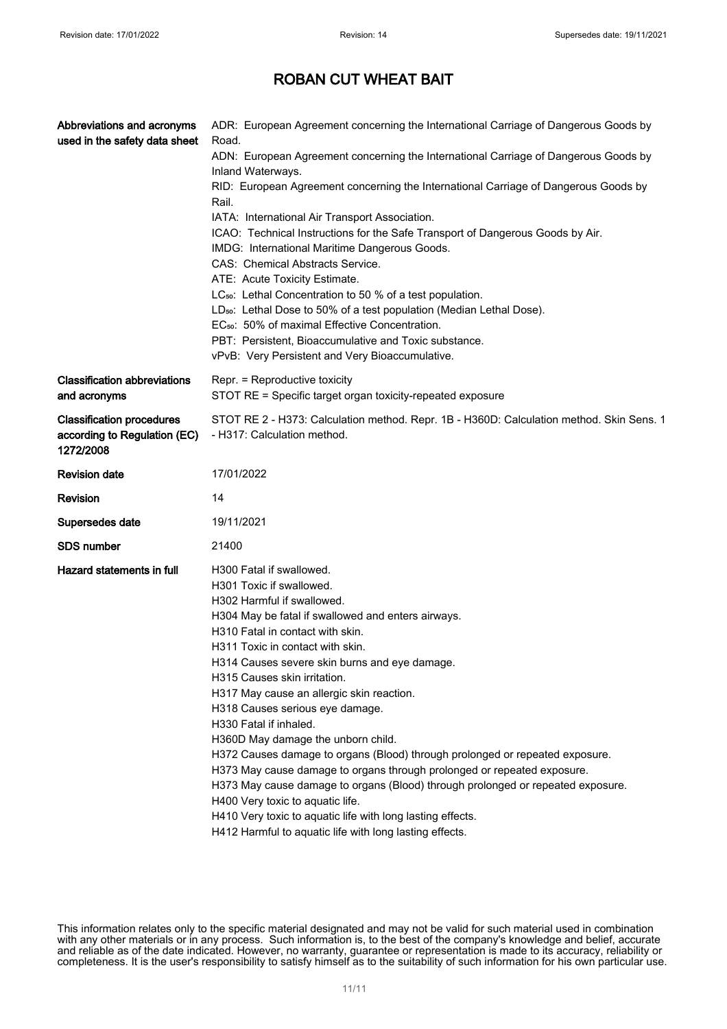# ROBAN CUT WHEAT BAIT

| | |
|---|---|
| **Abbreviations and acronyms used in the safety data sheet** | ADR: European Agreement concerning the International Carriage of Dangerous Goods by Road.<br>ADN: European Agreement concerning the International Carriage of Dangerous Goods by Inland Waterways.<br>RID: European Agreement concerning the International Carriage of Dangerous Goods by Rail.<br>IATA: International Air Transport Association.<br>ICAO: Technical Instructions for the Safe Transport of Dangerous Goods by Air.<br>IMDG: International Maritime Dangerous Goods.<br>CAS: Chemical Abstracts Service.<br>ATE: Acute Toxicity Estimate.<br>$LC_{50}$: Lethal Concentration to 50 % of a test population.<br>$LD_{50}$: Lethal Dose to 50% of a test population (Median Lethal Dose).<br>$EC_{50}$: 50% of maximal Effective Concentration.<br>PBT: Persistent, Bioaccumulative and Toxic substance.<br>vPvB: Very Persistent and Very Bioaccumulative. |
| **Classification abbreviations and acronyms** | Repr. = Reproductive toxicity<br>STOT RE = Specific target organ toxicity-repeated exposure |
| **Classification procedures according to Regulation (EC) 1272/2008** | STOT RE 2 - H373: Calculation method. Repr. 1B - H360D: Calculation method. Skin Sens. 1 - H317: Calculation method. |
| **Revision date** | 17/01/2022 |
| **Revision** | 14 |
| **Supersedes date** | 19/11/2021 |
| **SDS number** | 21400 |
| **Hazard statements in full** | H300 Fatal if swallowed.<br>H301 Toxic if swallowed.<br>H302 Harmful if swallowed.<br>H304 May be fatal if swallowed and enters airways.<br>H310 Fatal in contact with skin.<br>H311 Toxic in contact with skin.<br>H314 Causes severe skin burns and eye damage.<br>H315 Causes skin irritation.<br>H317 May cause an allergic skin reaction.<br>H318 Causes serious eye damage.<br>H330 Fatal if inhaled.<br>H360D May damage the unborn child.<br>H372 Causes damage to organs (Blood) through prolonged or repeated exposure.<br>H373 May cause damage to organs through prolonged or repeated exposure.<br>H373 May cause damage to organs (Blood) through prolonged or repeated exposure.<br>H400 Very toxic to aquatic life.<br>H410 Very toxic to aquatic life with long lasting effects.<br>H412 Harmful to aquatic life with long lasting effects. |

This information relates only to the specific material designated and may not be valid for such material used in combination with any other materials or in any process. Such information is, to the best of the company's knowledge and belief, accurate and reliable as of the date indicated. However, no warranty, guarantee or representation is made to its accuracy, reliability or completeness. It is the user's responsibility to satisfy himself as to the suitability of such information for his own particular use.